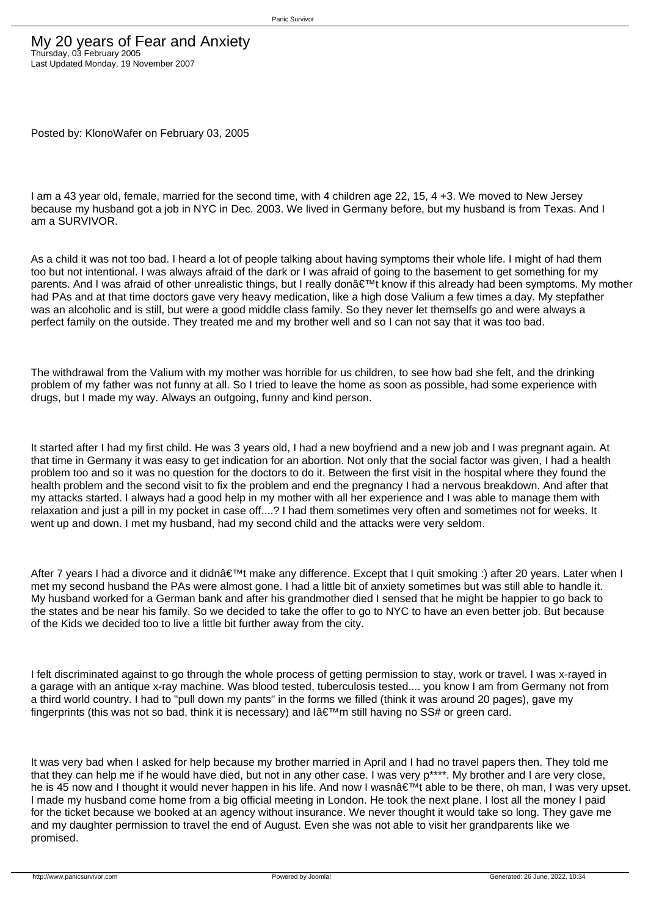# My 20 years of Fear and Anxiety

Thursday, 03 February 2005
Last Updated Monday, 19 November 2007

Posted by: KlonoWafer on February 03, 2005

I am a 43 year old, female, married for the second time, with 4 children age 22, 15, 4 +3. We moved to New Jersey because my husband got a job in NYC in Dec. 2003. We lived in Germany before, but my husband is from Texas. And I am a SURVIVOR.

As a child it was not too bad. I heard a lot of people talking about having symptoms their whole life. I might of had them too but not intentional. I was always afraid of the dark or I was afraid of going to the basement to get something for my parents. And I was afraid of other unrealistic things, but I really donâ€™t know if this already had been symptoms. My mother had PAs and at that time doctors gave very heavy medication, like a high dose Valium a few times a day. My stepfather was an alcoholic and is still, but were a good middle class family. So they never let themselfs go and were always a perfect family on the outside. They treated me and my brother well and so I can not say that it was too bad.

The withdrawal from the Valium with my mother was horrible for us children, to see how bad she felt, and the drinking problem of my father was not funny at all. So I tried to leave the home as soon as possible, had some experience with drugs, but I made my way. Always an outgoing, funny and kind person.

It started after I had my first child. He was 3 years old, I had a new boyfriend and a new job and I was pregnant again. At that time in Germany it was easy to get indication for an abortion. Not only that the social factor was given, I had a health problem too and so it was no question for the doctors to do it. Between the first visit in the hospital where they found the health problem and the second visit to fix the problem and end the pregnancy I had a nervous breakdown. And after that my attacks started. I always had a good help in my mother with all her experience and I was able to manage them with relaxation and just a pill in my pocket in case off....? I had them sometimes very often and sometimes not for weeks. It went up and down. I met my husband, had my second child and the attacks were very seldom.

After 7 years I had a divorce and it didnâ€™t make any difference. Except that I quit smoking :) after 20 years. Later when I met my second husband the PAs were almost gone. I had a little bit of anxiety sometimes but was still able to handle it. My husband worked for a German bank and after his grandmother died I sensed that he might be happier to go back to the states and be near his family. So we decided to take the offer to go to NYC to have an even better job. But because of the Kids we decided too to live a little bit further away from the city.

I felt discriminated against to go through the whole process of getting permission to stay, work or travel. I was x-rayed in a garage with an antique x-ray machine. Was blood tested, tuberculosis tested.... you know I am from Germany not from a third world country. I had to "pull down my pants" in the forms we filled (think it was around 20 pages), gave my fingerprints (this was not so bad, think it is necessary) and Iâ€™m still having no SS# or green card.

It was very bad when I asked for help because my brother married in April and I had no travel papers then. They told me that they can help me if he would have died, but not in any other case. I was very p****. My brother and I are very close, he is 45 now and I thought it would never happen in his life. And now I wasnâ€™t able to be there, oh man, I was very upset. I made my husband come home from a big official meeting in London. He took the next plane. I lost all the money I paid for the ticket because we booked at an agency without insurance. We never thought it would take so long. They gave me and my daughter permission to travel the end of August. Even she was not able to visit her grandparents like we promised.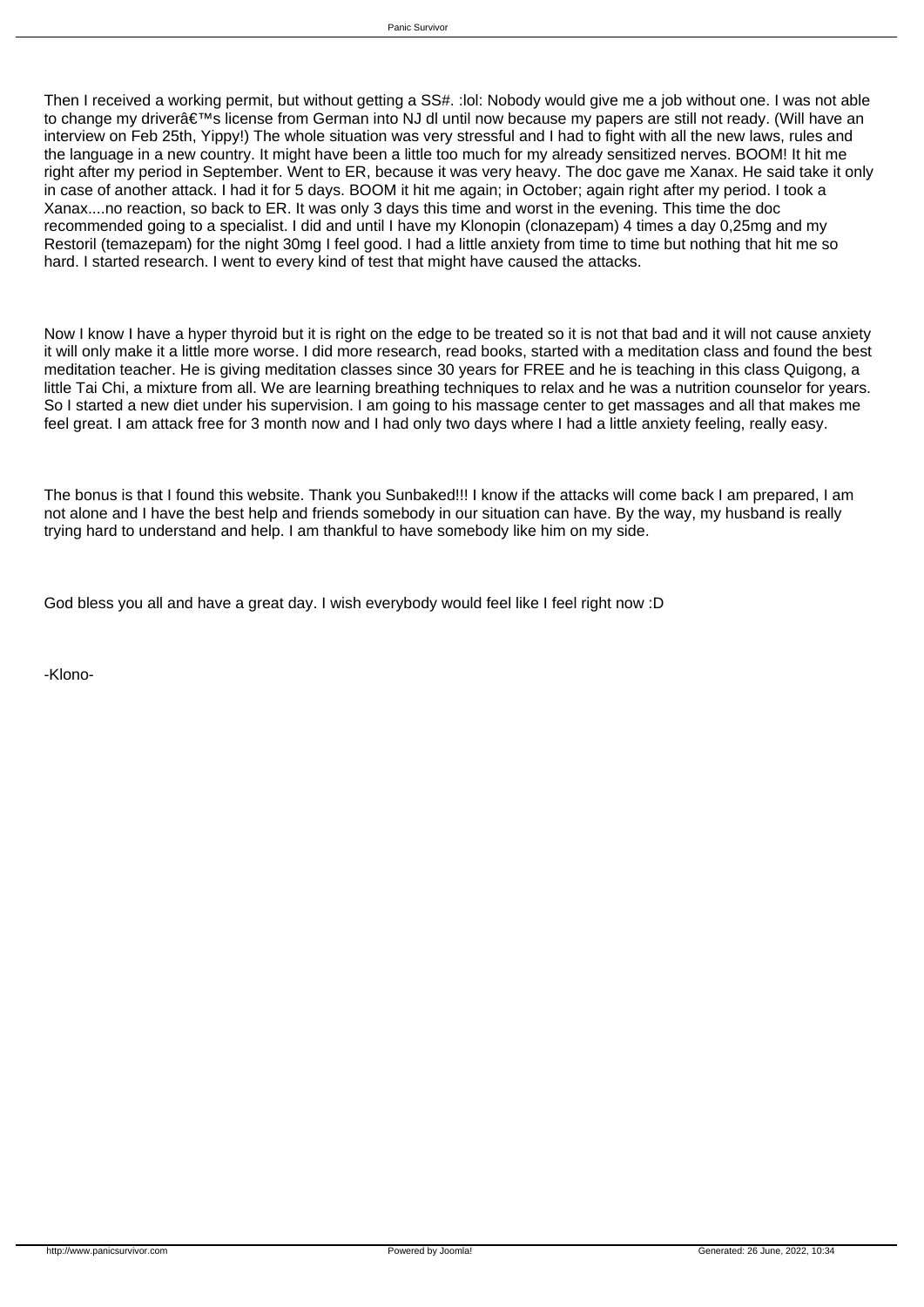Then I received a working permit, but without getting a SS#. :lol: Nobody would give me a job without one. I was not able to change my driverâ€™s license from German into NJ dl until now because my papers are still not ready. (Will have an interview on Feb 25th, Yippy!) The whole situation was very stressful and I had to fight with all the new laws, rules and the language in a new country. It might have been a little too much for my already sensitized nerves. BOOM! It hit me right after my period in September. Went to ER, because it was very heavy. The doc gave me Xanax. He said take it only in case of another attack. I had it for 5 days. BOOM it hit me again; in October; again right after my period. I took a Xanax....no reaction, so back to ER. It was only 3 days this time and worst in the evening. This time the doc recommended going to a specialist. I did and until I have my Klonopin (clonazepam) 4 times a day 0,25mg and my Restoril (temazepam) for the night 30mg I feel good. I had a little anxiety from time to time but nothing that hit me so hard. I started research. I went to every kind of test that might have caused the attacks.

Now I know I have a hyper thyroid but it is right on the edge to be treated so it is not that bad and it will not cause anxiety it will only make it a little more worse. I did more research, read books, started with a meditation class and found the best meditation teacher. He is giving meditation classes since 30 years for FREE and he is teaching in this class Quigong, a little Tai Chi, a mixture from all. We are learning breathing techniques to relax and he was a nutrition counselor for years. So I started a new diet under his supervision. I am going to his massage center to get massages and all that makes me feel great. I am attack free for 3 month now and I had only two days where I had a little anxiety feeling, really easy.

The bonus is that I found this website. Thank you Sunbaked!!! I know if the attacks will come back I am prepared, I am not alone and I have the best help and friends somebody in our situation can have. By the way, my husband is really trying hard to understand and help. I am thankful to have somebody like him on my side.

God bless you all and have a great day. I wish everybody would feel like I feel right now :D

-Klono-